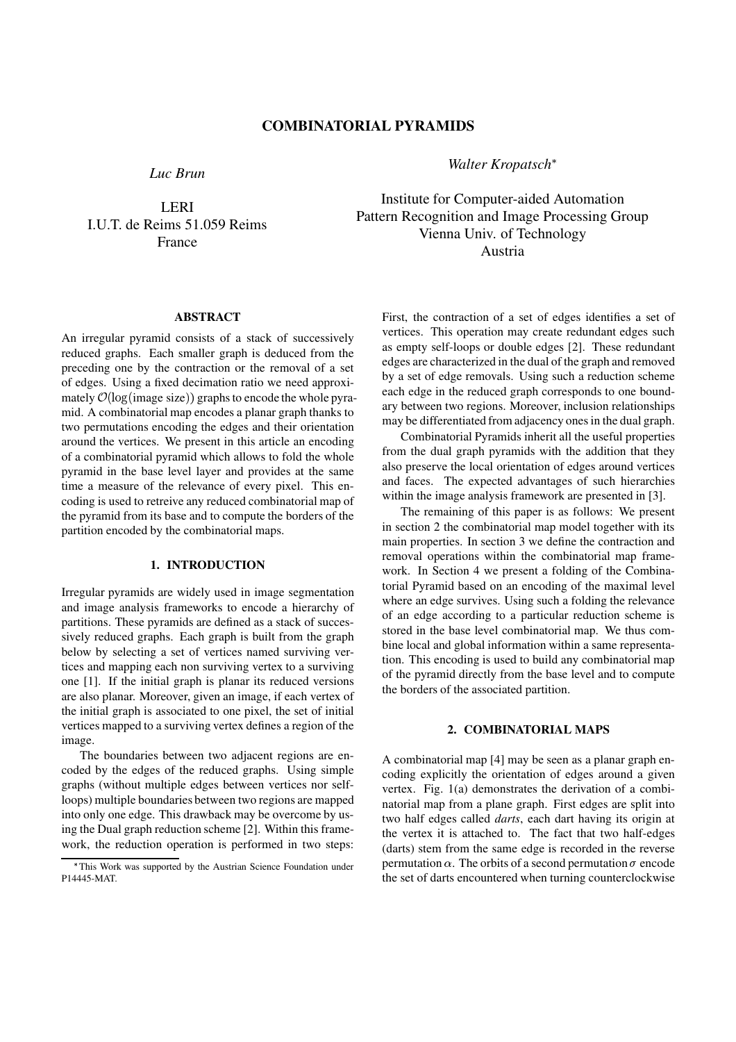# COMBINATORIAL PYRAMIDS

*Luc Brun*

LERI
I.U.T. de Reims 51.059 Reims
France

*Walter Kropatsch*[*]

Institute for Computer-aided Automation
Pattern Recognition and Image Processing Group
Vienna Univ. of Technology
Austria

## ABSTRACT

An irregular pyramid consists of a stack of successively reduced graphs. Each smaller graph is deduced from the preceding one by the contraction or the removal of a set of edges. Using a fixed decimation ratio we need approximately $\mathcal{O}(\log(\text{image size}))$ graphs to encode the whole pyramid. A combinatorial map encodes a planar graph thanks to two permutations encoding the edges and their orientation around the vertices. We present in this article an encoding of a combinatorial pyramid which allows to fold the whole pyramid in the base level layer and provides at the same time a measure of the relevance of every pixel. This encoding is used to retreive any reduced combinatorial map of the pyramid from its base and to compute the borders of the partition encoded by the combinatorial maps.

## 1. INTRODUCTION

Irregular pyramids are widely used in image segmentation and image analysis frameworks to encode a hierarchy of partitions. These pyramids are defined as a stack of successively reduced graphs. Each graph is built from the graph below by selecting a set of vertices named surviving vertices and mapping each non surviving vertex to a surviving one [1]. If the initial graph is planar its reduced versions are also planar. Moreover, given an image, if each vertex of the initial graph is associated to one pixel, the set of initial vertices mapped to a surviving vertex defines a region of the image.

The boundaries between two adjacent regions are encoded by the edges of the reduced graphs. Using simple graphs (without multiple edges between vertices nor self-loops) multiple boundaries between two regions are mapped into only one edge. This drawback may be overcome by using the Dual graph reduction scheme [2]. Within this framework, the reduction operation is performed in two steps: First, the contraction of a set of edges identifies a set of vertices. This operation may create redundant edges such as empty self-loops or double edges [2]. These redundant edges are characterized in the dual of the graph and removed by a set of edge removals. Using such a reduction scheme each edge in the reduced graph corresponds to one boundary between two regions. Moreover, inclusion relationships may be differentiated from adjacency ones in the dual graph.

Combinatorial Pyramids inherit all the useful properties from the dual graph pyramids with the addition that they also preserve the local orientation of edges around vertices and faces. The expected advantages of such hierarchies within the image analysis framework are presented in [3].

The remaining of this paper is as follows: We present in section 2 the combinatorial map model together with its main properties. In section 3 we define the contraction and removal operations within the combinatorial map framework. In Section 4 we present a folding of the Combinatorial Pyramid based on an encoding of the maximal level where an edge survives. Using such a folding the relevance of an edge according to a particular reduction scheme is stored in the base level combinatorial map. We thus combine local and global information within a same representation. This encoding is used to build any combinatorial map of the pyramid directly from the base level and to compute the borders of the associated partition.

## 2. COMBINATORIAL MAPS

A combinatorial map [4] may be seen as a planar graph encoding explicitly the orientation of edges around a given vertex. Fig. 1(a) demonstrates the derivation of a combinatorial map from a plane graph. First edges are split into two half edges called *darts*, each dart having its origin at the vertex it is attached to. The fact that two half-edges (darts) stem from the same edge is recorded in the reverse permutation $\alpha$. The orbits of a second permutation $\sigma$ encode the set of darts encountered when turning counterclockwise

[*] This Work was supported by the Austrian Science Foundation under P14445-MAT.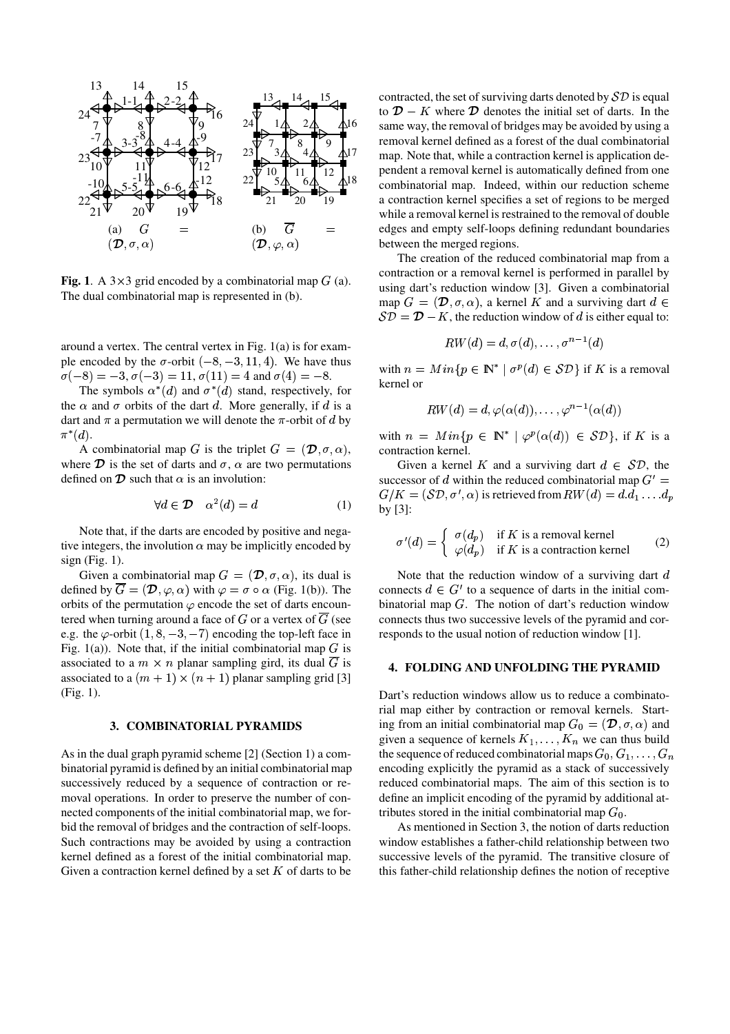**Fig. 1**. A $3\times3$ grid encoded by a combinatorial map $G$ (a). The dual combinatorial map is represented in (b).

around a vertex. The central vertex in Fig. 1(a) is for example encoded by the $\sigma$-orbit $(-8,-3,11,4)$. We have thus $\sigma(-8)=-3$, $\sigma(-3)=11$, $\sigma(11)=4$ and $\sigma(4)=-8$.

The symbols $\alpha^*(d)$ and $\sigma^*(d)$ stand, respectively, for the $\alpha$ and $\sigma$ orbits of the dart $d$. More generally, if $d$ is a dart and $\pi$ a permutation we will denote the $\pi$-orbit of $d$ by $\pi^*(d)$.

A combinatorial map $G$ is the triplet $G=(\mathcal{D},\sigma,\alpha)$, where $\mathcal{D}$ is the set of darts and $\sigma$, $\alpha$ are two permutations defined on $\mathcal{D}$ such that $\alpha$ is an involution:

$$\forall d \in \mathcal{D} \quad \alpha^2(d) = d \tag{1}$$

Note that, if the darts are encoded by positive and negative integers, the involution $\alpha$ may be implicitly encoded by sign (Fig. 1).

Given a combinatorial map $G=(\mathcal{D},\sigma,\alpha)$, its dual is defined by $\overline{G}=(\mathcal{D},\varphi,\alpha)$ with $\varphi=\sigma\circ\alpha$ (Fig. 1(b)). The orbits of the permutation $\varphi$ encode the set of darts encountered when turning around a face of $G$ or a vertex of $\overline{G}$ (see e.g. the $\varphi$-orbit $(1,8,-3,-7)$ encoding the top-left face in Fig. 1(a)). Note that, if the initial combinatorial map $G$ is associated to a $m\times n$ planar sampling gird, its dual $\overline{G}$ is associated to a $(m+1)\times(n+1)$ planar sampling grid [3] (Fig. 1).

## 3. COMBINATORIAL PYRAMIDS

As in the dual graph pyramid scheme [2] (Section 1) a combinatorial pyramid is defined by an initial combinatorial map successively reduced by a sequence of contraction or removal operations. In order to preserve the number of connected components of the initial combinatorial map, we forbid the removal of bridges and the contraction of self-loops. Such contractions may be avoided by using a contraction kernel defined as a forest of the initial combinatorial map. Given a contraction kernel defined by a set $K$ of darts to be contracted, the set of surviving darts denoted by $\mathcal{SD}$ is equal to $\mathcal{D}-K$ where $\mathcal{D}$ denotes the initial set of darts. In the same way, the removal of bridges may be avoided by using a removal kernel defined as a forest of the dual combinatorial map. Note that, while a contraction kernel is application dependent a removal kernel is automatically defined from one combinatorial map. Indeed, within our reduction scheme a contraction kernel specifies a set of regions to be merged while a removal kernel is restrained to the removal of double edges and empty self-loops defining redundant boundaries between the merged regions.

The creation of the reduced combinatorial map from a contraction or a removal kernel is performed in parallel by using dart's reduction window [3]. Given a combinatorial map $G=(\mathcal{D},\sigma,\alpha)$, a kernel $K$ and a surviving dart $d\in\mathcal{SD}=\mathcal{D}-K$, the reduction window of $d$ is either equal to:

$$RW(d) = d, \sigma(d), \dots, \sigma^{n-1}(d)$$

with $n = Min\{p \in \mathbb{N}^* \mid \sigma^p(d) \in \mathcal{SD}\}$ if $K$ is a removal kernel or

$$RW(d) = d, \varphi(\alpha(d)), \dots, \varphi^{n-1}(\alpha(d))$$

with $n = Min\{p \in \mathbb{N}^* \mid \varphi^p(\alpha(d)) \in \mathcal{SD}\}$, if $K$ is a contraction kernel.

Given a kernel $K$ and a surviving dart $d\in\mathcal{SD}$, the successor of $d$ within the reduced combinatorial map $G' = G/K = (\mathcal{SD},\sigma',\alpha)$ is retrieved from $RW(d)=d.d_1\dots.d_p$ by [3]:

$$\sigma'(d) = \begin{cases} \sigma(d_p) & \text{if } K \text{ is a removal kernel} \\ \varphi(d_p) & \text{if } K \text{ is a contraction kernel} \end{cases} \tag{2}$$

Note that the reduction window of a surviving dart $d$ connects $d\in G'$ to a sequence of darts in the initial combinatorial map $G$. The notion of dart's reduction window connects thus two successive levels of the pyramid and corresponds to the usual notion of reduction window [1].

## 4. FOLDING AND UNFOLDING THE PYRAMID

Dart's reduction windows allow us to reduce a combinatorial map either by contraction or removal kernels. Starting from an initial combinatorial map $G_0=(\mathcal{D},\sigma,\alpha)$ and given a sequence of kernels $K_1,\dots,K_n$ we can thus build the sequence of reduced combinatorial maps $G_0,G_1,\dots,G_n$ encoding explicitly the pyramid as a stack of successively reduced combinatorial maps. The aim of this section is to define an implicit encoding of the pyramid by additional attributes stored in the initial combinatorial map $G_0$.

As mentioned in Section 3, the notion of darts reduction window establishes a father-child relationship between two successive levels of the pyramid. The transitive closure of this father-child relationship defines the notion of receptive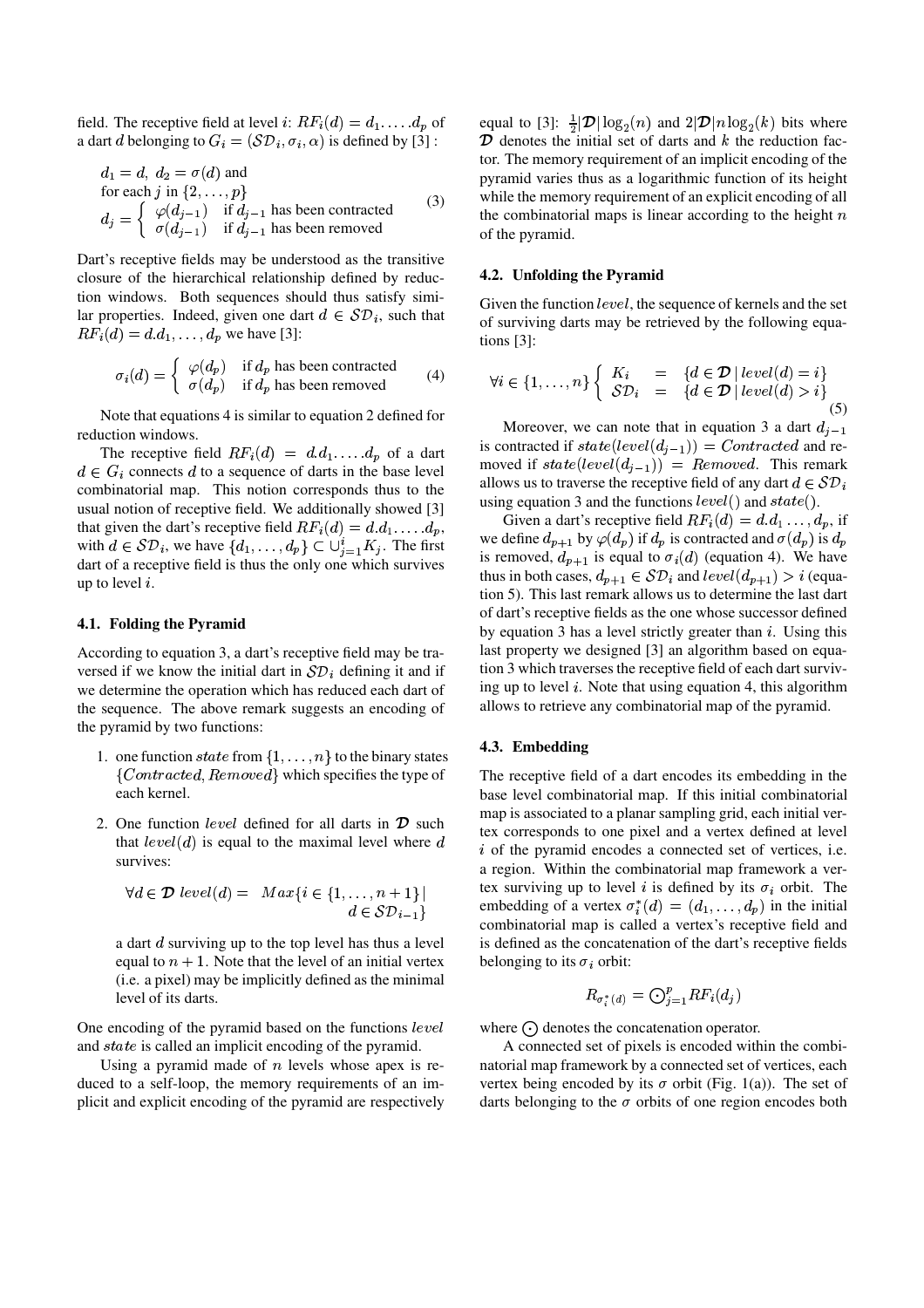field. The receptive field at level $i$: $RF_i(d) = d_1.\dots.d_p$ of a dart $d$ belonging to $G_i = (\mathcal{SD}_i, \sigma_i, \alpha)$ is defined by [3] :

$$
\begin{array}{l}
d_1 = d,\ d_2 = \sigma(d) \text{ and} \\
\text{for each } j \text{ in } \{2, \dots, p\} \\
d_j = \left\{ \begin{array}{ll} \varphi(d_{j-1}) & \text{if } d_{j-1} \text{ has been contracted} \\ \sigma(d_{j-1}) & \text{if } d_{j-1} \text{ has been removed} \end{array} \right.
\end{array}
\tag{3}
$$

Dart's receptive fields may be understood as the transitive closure of the hierarchical relationship defined by reduction windows. Both sequences should thus satisfy similar properties. Indeed, given one dart $d \in \mathcal{SD}_i$, such that $RF_i(d) = d.d_1, \dots, d_p$ we have [3]:

$$
\sigma_i(d) = \left\{ \begin{array}{ll} \varphi(d_p) & \text{if } d_p \text{ has been contracted} \\ \sigma(d_p) & \text{if } d_p \text{ has been removed} \end{array} \right.
\tag{4}
$$

Note that equations 4 is similar to equation 2 defined for reduction windows.

The receptive field $RF_i(d) = d.d_1.\dots.d_p$ of a dart $d \in G_i$ connects $d$ to a sequence of darts in the base level combinatorial map. This notion corresponds thus to the usual notion of receptive field. We additionally showed [3] that given the dart's receptive field $RF_i(d) = d.d_1.\dots.d_p$, with $d \in \mathcal{SD}_i$, we have $\{d_1, \dots, d_p\} \subset \cup_{j=1}^{i} K_j$. The first dart of a receptive field is thus the only one which survives up to level $i$.

### 4.1. Folding the Pyramid

According to equation 3, a dart's receptive field may be traversed if we know the initial dart in $\mathcal{SD}_i$ defining it and if we determine the operation which has reduced each dart of the sequence. The above remark suggests an encoding of the pyramid by two functions:

1. one function $state$ from $\{1, \dots, n\}$ to the binary states $\{Contracted, Removed\}$ which specifies the type of each kernel.

2. One function $level$ defined for all darts in $\mathcal{D}$ such that $level(d)$ is equal to the maximal level where $d$ survives:

$$
\forall d \in \mathcal{D}\ level(d) = \ Max\{i \in \{1, \dots, n+1\} \mid d \in \mathcal{SD}_{i-1}\}
$$

   a dart $d$ surviving up to the top level has thus a level equal to $n+1$. Note that the level of an initial vertex (i.e. a pixel) may be implicitly defined as the minimal level of its darts.

One encoding of the pyramid based on the functions $level$ and $state$ is called an implicit encoding of the pyramid.

Using a pyramid made of $n$ levels whose apex is reduced to a self-loop, the memory requirements of an implicit and explicit encoding of the pyramid are respectively equal to [3]: $\frac{1}{2}|\mathcal{D}|\log_2(n)$ and $2|\mathcal{D}|n\log_2(k)$ bits where $\mathcal{D}$ denotes the initial set of darts and $k$ the reduction factor. The memory requirement of an implicit encoding of the pyramid varies thus as a logarithmic function of its height while the memory requirement of an explicit encoding of all the combinatorial maps is linear according to the height $n$ of the pyramid.

### 4.2. Unfolding the Pyramid

Given the function $level$, the sequence of kernels and the set of surviving darts may be retrieved by the following equations [3]:

$$
\forall i \in \{1, \dots, n\} \left\{ \begin{array}{lcl} K_i & = & \{d \in \mathcal{D} \mid level(d) = i\} \\ \mathcal{SD}_i & = & \{d \in \mathcal{D} \mid level(d) > i\} \end{array} \right.
\tag{5}
$$

Moreover, we can note that in equation 3 a dart $d_{j-1}$ is contracted if $state(level(d_{j-1})) = Contracted$ and removed if $state(level(d_{j-1})) = Removed$. This remark allows us to traverse the receptive field of any dart $d \in \mathcal{SD}_i$ using equation 3 and the functions $level()$ and $state()$.

Given a dart's receptive field $RF_i(d) = d.d_1 \dots, d_p$, if we define $d_{p+1}$ by $\varphi(d_p)$ if $d_p$ is contracted and $\sigma(d_p)$ is $d_p$ is removed, $d_{p+1}$ is equal to $\sigma_i(d)$ (equation 4). We have thus in both cases, $d_{p+1} \in \mathcal{SD}_i$ and $level(d_{p+1}) > i$ (equation 5). This last remark allows us to determine the last dart of dart's receptive fields as the one whose successor defined by equation 3 has a level strictly greater than $i$. Using this last property we designed [3] an algorithm based on equation 3 which traverses the receptive field of each dart surviving up to level $i$. Note that using equation 4, this algorithm allows to retrieve any combinatorial map of the pyramid.

### 4.3. Embedding

The receptive field of a dart encodes its embedding in the base level combinatorial map. If this initial combinatorial map is associated to a planar sampling grid, each initial vertex corresponds to one pixel and a vertex defined at level $i$ of the pyramid encodes a connected set of vertices, i.e. a region. Within the combinatorial map framework a vertex surviving up to level $i$ is defined by its $\sigma_i$ orbit. The embedding of a vertex $\sigma_i^*(d) = (d_1, \dots, d_p)$ in the initial combinatorial map is called a vertex's receptive field and is defined as the concatenation of the dart's receptive fields belonging to its $\sigma_i$ orbit:

$$
R_{\sigma_i^*(d)} = \bigodot_{j=1}^{p} RF_i(d_j)
$$

where $\bigodot$ denotes the concatenation operator.

A connected set of pixels is encoded within the combinatorial map framework by a connected set of vertices, each vertex being encoded by its $\sigma$ orbit (Fig. 1(a)). The set of darts belonging to the $\sigma$ orbits of one region encodes both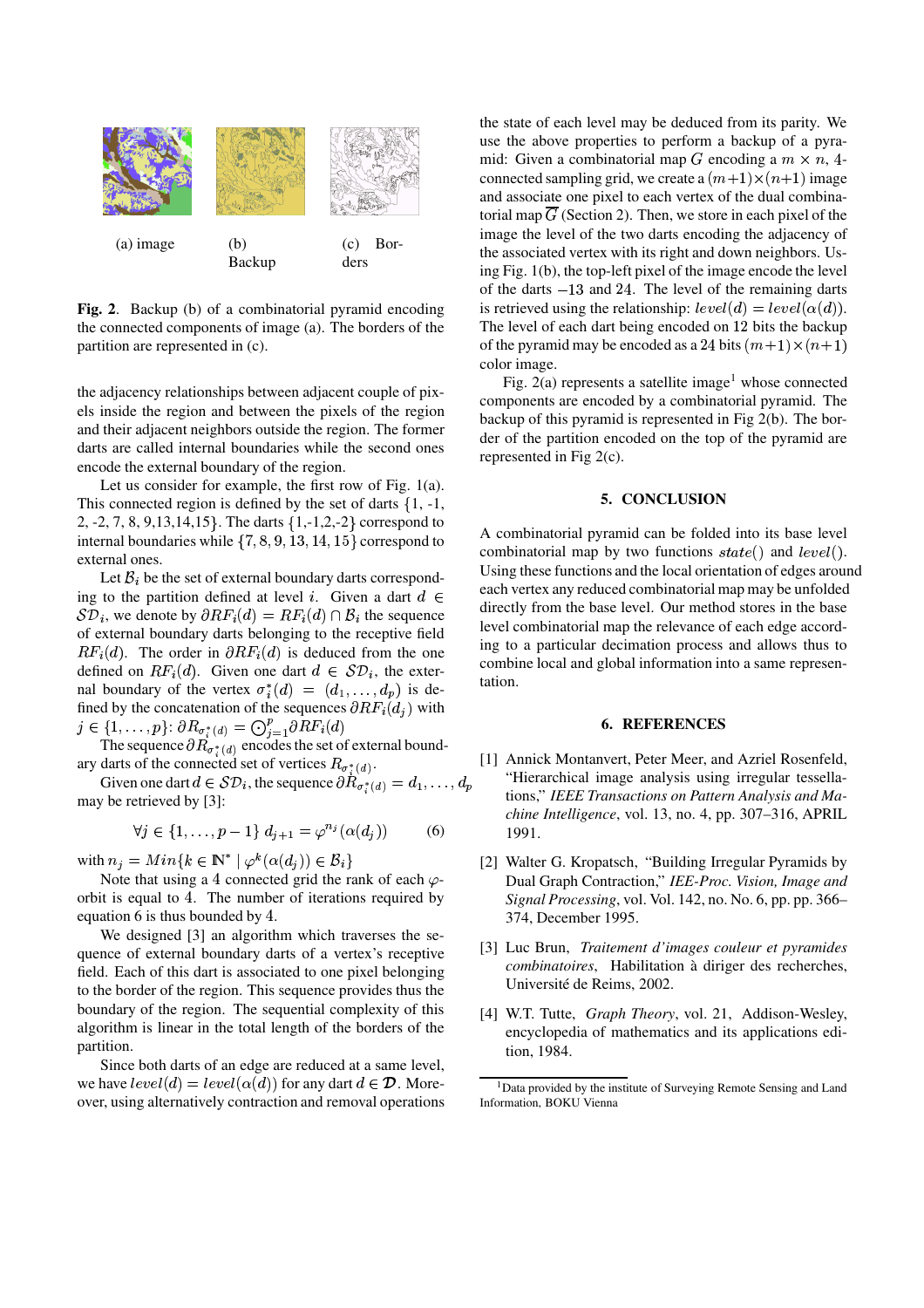(a) image (b) Backup (c) Borders

**Fig. 2**. Backup (b) of a combinatorial pyramid encoding the connected components of image (a). The borders of the partition are represented in (c).

the adjacency relationships between adjacent couple of pixels inside the region and between the pixels of the region and their adjacent neighbors outside the region. The former darts are called internal boundaries while the second ones encode the external boundary of the region.

Let us consider for example, the first row of Fig. 1(a). This connected region is defined by the set of darts $\{1, -1, 2, -2, 7, 8, 9, 13, 14, 15\}$. The darts $\{1,-1,2,-2\}$ correspond to internal boundaries while $\{7, 8, 9, 13, 14, 15\}$ correspond to external ones.

Let $\mathcal{B}_i$ be the set of external boundary darts corresponding to the partition defined at level $i$. Given a dart $d \in \mathcal{SD}_i$, we denote by $\partial RF_i(d) = RF_i(d) \cap \mathcal{B}_i$ the sequence of external boundary darts belonging to the receptive field $RF_i(d)$. The order in $\partial RF_i(d)$ is deduced from the one defined on $RF_i(d)$. Given one dart $d \in \mathcal{SD}_i$, the external boundary of the vertex $\sigma_i^*(d) = (d_1, \dots, d_p)$ is defined by the concatenation of the sequences $\partial RF_i(d_j)$ with $j \in \{1, \dots, p\}$: $\partial R_{\sigma_i^*(d)} = \bigodot_{j=1}^{p} \partial RF_i(d)$

The sequence $\partial R_{\sigma_i^*(d)}$ encodes the set of external boundary darts of the connected set of vertices $R_{\sigma_i^*(d)}$.

Given one dart $d \in \mathcal{SD}_i$, the sequence $\partial R_{\sigma_i^*(d)} = d_1, \dots, d_p$ may be retrieved by [3]:

$$\forall j \in \{1, \dots, p-1\} \; d_{j+1} = \varphi^{n_j}(\alpha(d_j)) \tag{6}$$

with $n_j = Min\{k \in \mathbb{N}^* \mid \varphi^k(\alpha(d_j)) \in \mathcal{B}_i\}$

Note that using a 4 connected grid the rank of each $\varphi$-orbit is equal to 4. The number of iterations required by equation 6 is thus bounded by 4.

We designed [3] an algorithm which traverses the sequence of external boundary darts of a vertex's receptive field. Each of this dart is associated to one pixel belonging to the border of the region. This sequence provides thus the boundary of the region. The sequential complexity of this algorithm is linear in the total length of the borders of the partition.

Since both darts of an edge are reduced at a same level, we have $level(d) = level(\alpha(d))$ for any dart $d \in \mathcal{D}$. Moreover, using alternatively contraction and removal operations the state of each level may be deduced from its parity. We use the above properties to perform a backup of a pyramid: Given a combinatorial map $G$ encoding a $m \times n$, 4-connected sampling grid, we create a $(m+1) \times (n+1)$ image and associate one pixel to each vertex of the dual combinatorial map $\overline{G}$ (Section 2). Then, we store in each pixel of the image the level of the two darts encoding the adjacency of the associated vertex with its right and down neighbors. Using Fig. 1(b), the top-left pixel of the image encode the level of the darts $-13$ and $24$. The level of the remaining darts is retrieved using the relationship: $level(d) = level(\alpha(d))$. The level of each dart being encoded on 12 bits the backup of the pyramid may be encoded as a 24 bits $(m+1) \times (n+1)$ color image.

Fig. 2(a) represents a satellite image[1] whose connected components are encoded by a combinatorial pyramid. The backup of this pyramid is represented in Fig 2(b). The border of the partition encoded on the top of the pyramid are represented in Fig 2(c).

## 5. CONCLUSION

A combinatorial pyramid can be folded into its base level combinatorial map by two functions $state()$ and $level()$. Using these functions and the local orientation of edges around each vertex any reduced combinatorial map may be unfolded directly from the base level. Our method stores in the base level combinatorial map the relevance of each edge according to a particular decimation process and allows thus to combine local and global information into a same representation.

## 6. REFERENCES

[1] Annick Montanvert, Peter Meer, and Azriel Rosenfeld, "Hierarchical image analysis using irregular tessellations," *IEEE Transactions on Pattern Analysis and Machine Intelligence*, vol. 13, no. 4, pp. 307–316, APRIL 1991.

[2] Walter G. Kropatsch, "Building Irregular Pyramids by Dual Graph Contraction," *IEE-Proc. Vision, Image and Signal Processing*, vol. Vol. 142, no. No. 6, pp. pp. 366–374, December 1995.

[3] Luc Brun, *Traitement d'images couleur et pyramides combinatoires*, Habilitation à diriger des recherches, Université de Reims, 2002.

[4] W.T. Tutte, *Graph Theory*, vol. 21, Addison-Wesley, encyclopedia of mathematics and its applications edition, 1984.

[1] Data provided by the institute of Surveying Remote Sensing and Land Information, BOKU Vienna